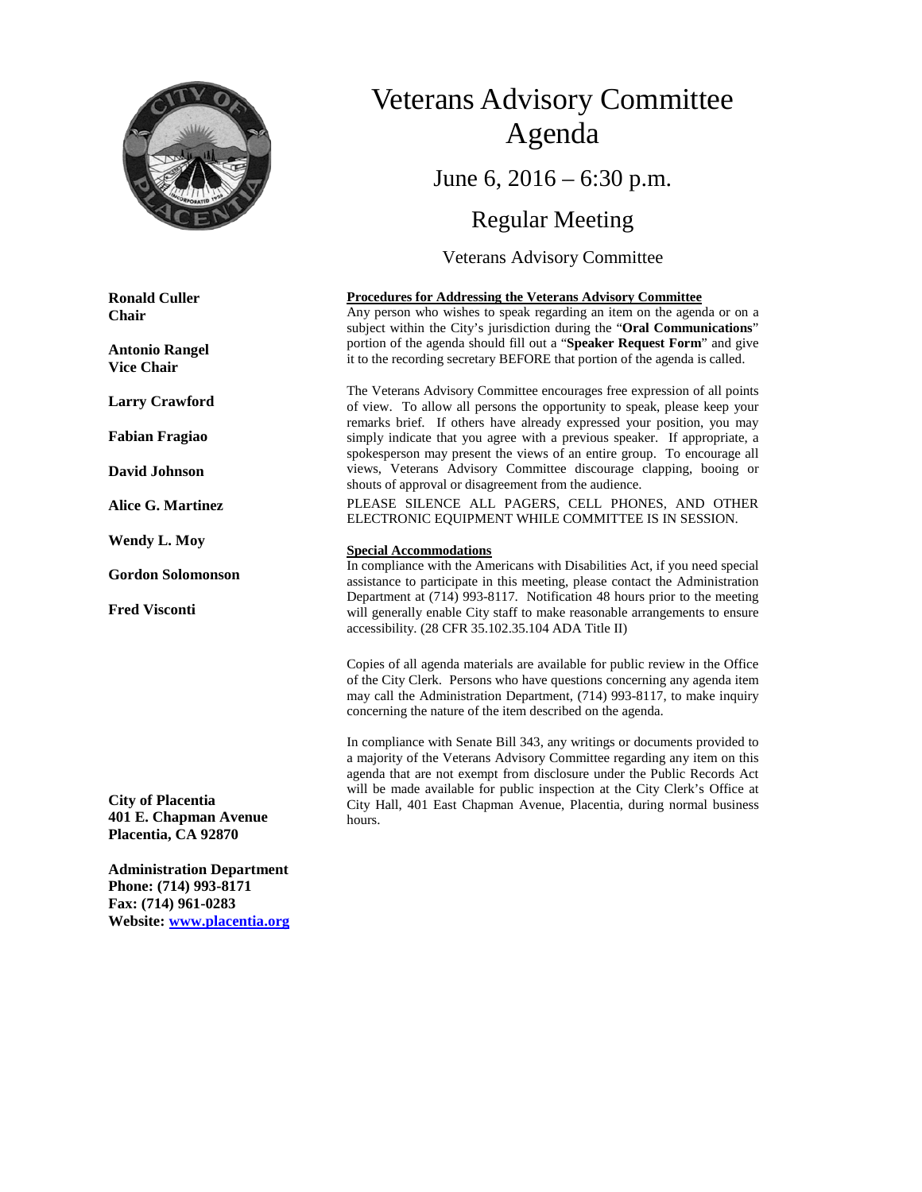# Veterans Advisory Committee Agenda

## June 6, 2016 – 6:30 p.m.

## Regular Meeting

### Veterans Advisory Committee

**Ronald Culler**
**Chair**

**Antonio Rangel**
**Vice Chair**

**Larry Crawford**

**Fabian Fragiao**

**David Johnson**

**Alice G. Martinez**

**Wendy L. Moy**

**Gordon Solomonson**

**Fred Visconti**

**City of Placentia**
**401 E. Chapman Avenue**
**Placentia, CA 92870**

**Administration Department**
**Phone: (714) 993-8171**
**Fax: (714) 961-0283**
**Website: www.placentia.org**

**Procedures for Addressing the Veterans Advisory Committee**

Any person who wishes to speak regarding an item on the agenda or on a subject within the City's jurisdiction during the "**Oral Communications**" portion of the agenda should fill out a "**Speaker Request Form**" and give it to the recording secretary BEFORE that portion of the agenda is called.

The Veterans Advisory Committee encourages free expression of all points of view. To allow all persons the opportunity to speak, please keep your remarks brief. If others have already expressed your position, you may simply indicate that you agree with a previous speaker. If appropriate, a spokesperson may present the views of an entire group. To encourage all views, Veterans Advisory Committee discourage clapping, booing or shouts of approval or disagreement from the audience.

PLEASE SILENCE ALL PAGERS, CELL PHONES, AND OTHER ELECTRONIC EQUIPMENT WHILE COMMITTEE IS IN SESSION.

**Special Accommodations**

In compliance with the Americans with Disabilities Act, if you need special assistance to participate in this meeting, please contact the Administration Department at (714) 993-8117. Notification 48 hours prior to the meeting will generally enable City staff to make reasonable arrangements to ensure accessibility. (28 CFR 35.102.35.104 ADA Title II)

Copies of all agenda materials are available for public review in the Office of the City Clerk. Persons who have questions concerning any agenda item may call the Administration Department, (714) 993-8117, to make inquiry concerning the nature of the item described on the agenda.

In compliance with Senate Bill 343, any writings or documents provided to a majority of the Veterans Advisory Committee regarding any item on this agenda that are not exempt from disclosure under the Public Records Act will be made available for public inspection at the City Clerk's Office at City Hall, 401 East Chapman Avenue, Placentia, during normal business hours.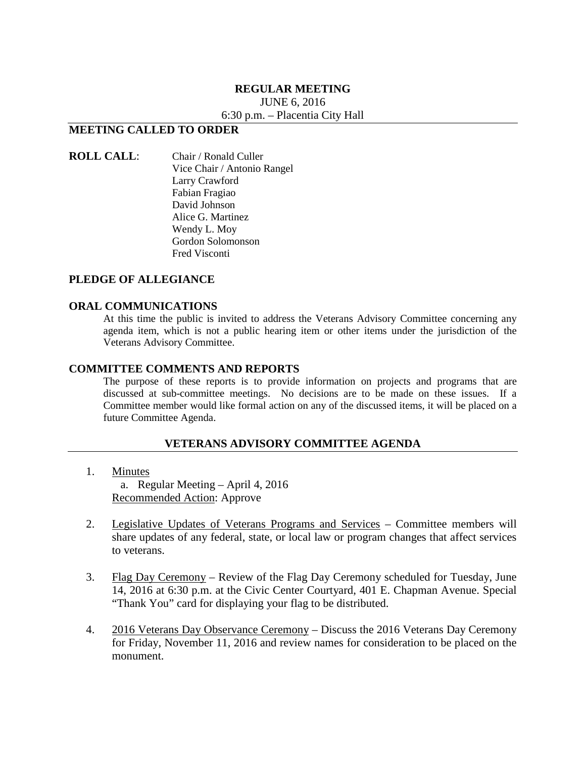**REGULAR MEETING**
JUNE 6, 2016
6:30 p.m. – Placentia City Hall

## MEETING CALLED TO ORDER

**ROLL CALL**: Chair / Ronald Culler
Vice Chair / Antonio Rangel
Larry Crawford
Fabian Fragiao
David Johnson
Alice G. Martinez
Wendy L. Moy
Gordon Solomonson
Fred Visconti

## PLEDGE OF ALLEGIANCE

## ORAL COMMUNICATIONS

At this time the public is invited to address the Veterans Advisory Committee concerning any agenda item, which is not a public hearing item or other items under the jurisdiction of the Veterans Advisory Committee.

## COMMITTEE COMMENTS AND REPORTS

The purpose of these reports is to provide information on projects and programs that are discussed at sub-committee meetings. No decisions are to be made on these issues. If a Committee member would like formal action on any of the discussed items, it will be placed on a future Committee Agenda.

## VETERANS ADVISORY COMMITTEE AGENDA

1. Minutes
   a. Regular Meeting – April 4, 2016
   Recommended Action: Approve

2. Legislative Updates of Veterans Programs and Services – Committee members will share updates of any federal, state, or local law or program changes that affect services to veterans.

3. Flag Day Ceremony – Review of the Flag Day Ceremony scheduled for Tuesday, June 14, 2016 at 6:30 p.m. at the Civic Center Courtyard, 401 E. Chapman Avenue. Special "Thank You" card for displaying your flag to be distributed.

4. 2016 Veterans Day Observance Ceremony – Discuss the 2016 Veterans Day Ceremony for Friday, November 11, 2016 and review names for consideration to be placed on the monument.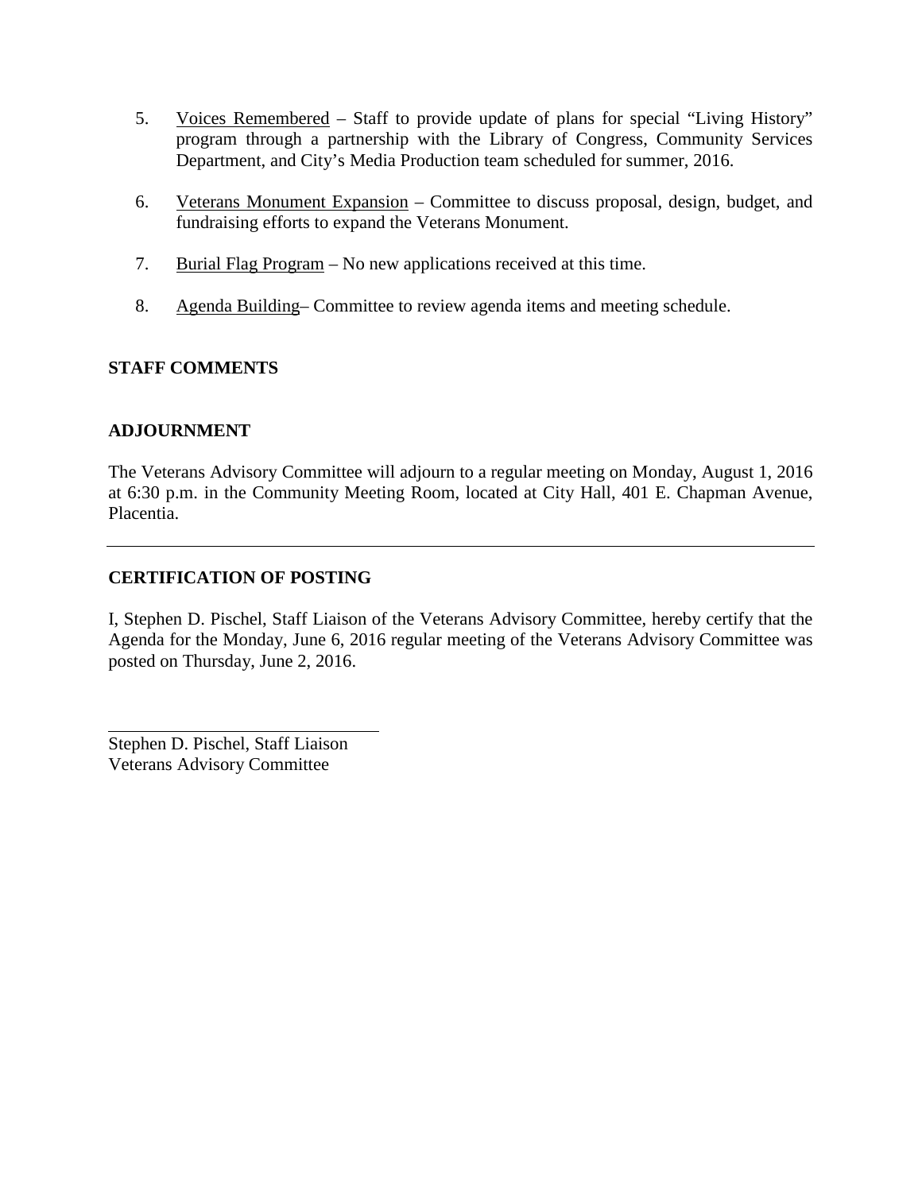5. Voices Remembered – Staff to provide update of plans for special "Living History" program through a partnership with the Library of Congress, Community Services Department, and City's Media Production team scheduled for summer, 2016.

6. Veterans Monument Expansion – Committee to discuss proposal, design, budget, and fundraising efforts to expand the Veterans Monument.

7. Burial Flag Program – No new applications received at this time.

8. Agenda Building– Committee to review agenda items and meeting schedule.

**STAFF COMMENTS**

**ADJOURNMENT**

The Veterans Advisory Committee will adjourn to a regular meeting on Monday, August 1, 2016 at 6:30 p.m. in the Community Meeting Room, located at City Hall, 401 E. Chapman Avenue, Placentia.

---

**CERTIFICATION OF POSTING**

I, Stephen D. Pischel, Staff Liaison of the Veterans Advisory Committee, hereby certify that the Agenda for the Monday, June 6, 2016 regular meeting of the Veterans Advisory Committee was posted on Thursday, June 2, 2016.

Stephen D. Pischel, Staff Liaison
Veterans Advisory Committee